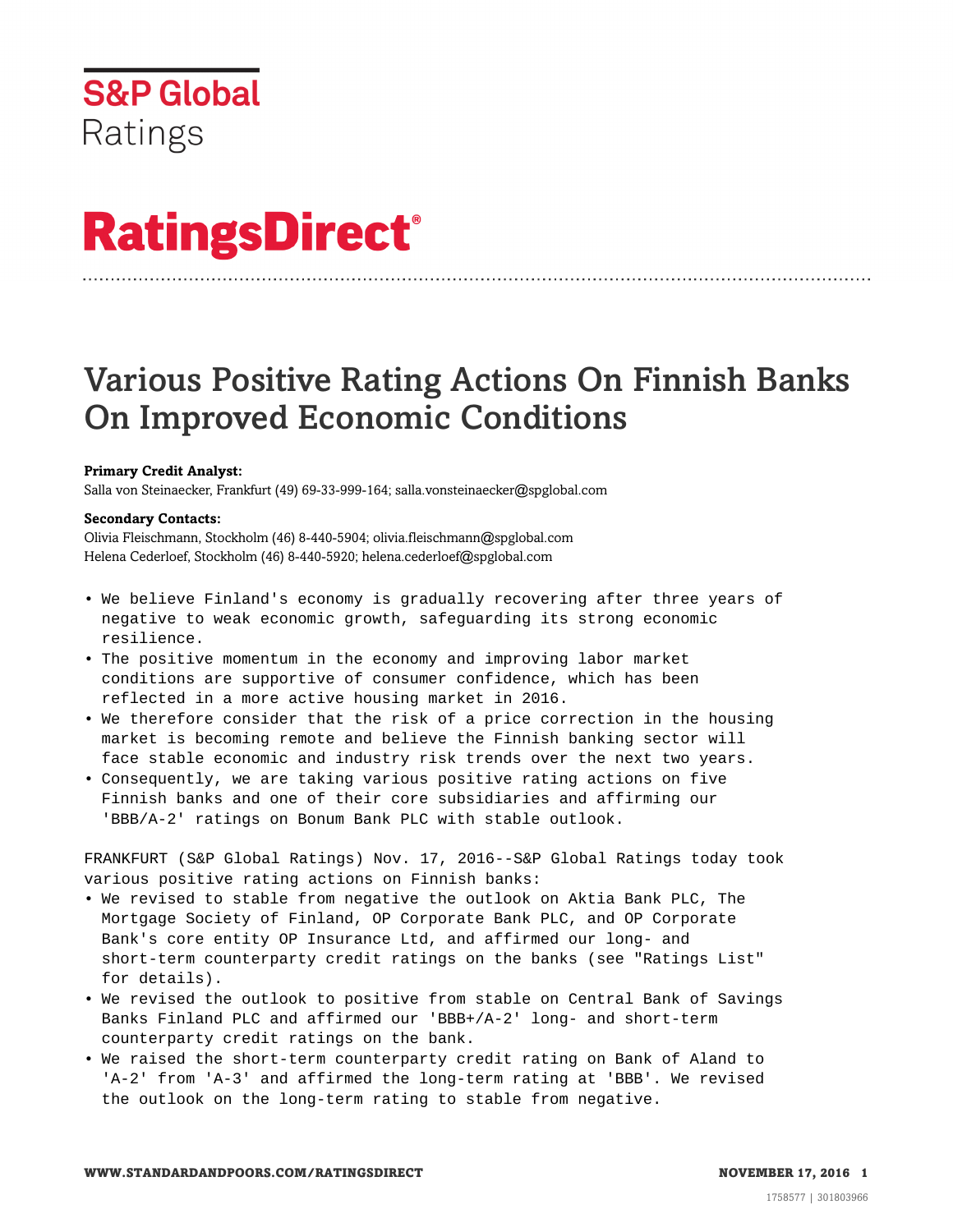S&P Global Ratings

# RatingsDirect®

## Various Positive Rating Actions On Finnish Banks On Improved Economic Conditions

**Primary Credit Analyst:**
Salla von Steinaecker, Frankfurt (49) 69-33-999-164; salla.vonsteinaecker@spglobal.com

**Secondary Contacts:**
Olivia Fleischmann, Stockholm (46) 8-440-5904; olivia.fleischmann@spglobal.com
Helena Cederloef, Stockholm (46) 8-440-5920; helena.cederloef@spglobal.com

- We believe Finland's economy is gradually recovering after three years of negative to weak economic growth, safeguarding its strong economic resilience.
- The positive momentum in the economy and improving labor market conditions are supportive of consumer confidence, which has been reflected in a more active housing market in 2016.
- We therefore consider that the risk of a price correction in the housing market is becoming remote and believe the Finnish banking sector will face stable economic and industry risk trends over the next two years.
- Consequently, we are taking various positive rating actions on five Finnish banks and one of their core subsidiaries and affirming our 'BBB/A-2' ratings on Bonum Bank PLC with stable outlook.

FRANKFURT (S&P Global Ratings) Nov. 17, 2016--S&P Global Ratings today took various positive rating actions on Finnish banks:

- We revised to stable from negative the outlook on Aktia Bank PLC, The Mortgage Society of Finland, OP Corporate Bank PLC, and OP Corporate Bank's core entity OP Insurance Ltd, and affirmed our long- and short-term counterparty credit ratings on the banks (see "Ratings List" for details).
- We revised the outlook to positive from stable on Central Bank of Savings Banks Finland PLC and affirmed our 'BBB+/A-2' long- and short-term counterparty credit ratings on the bank.
- We raised the short-term counterparty credit rating on Bank of Aland to 'A-2' from 'A-3' and affirmed the long-term rating at 'BBB'. We revised the outlook on the long-term rating to stable from negative.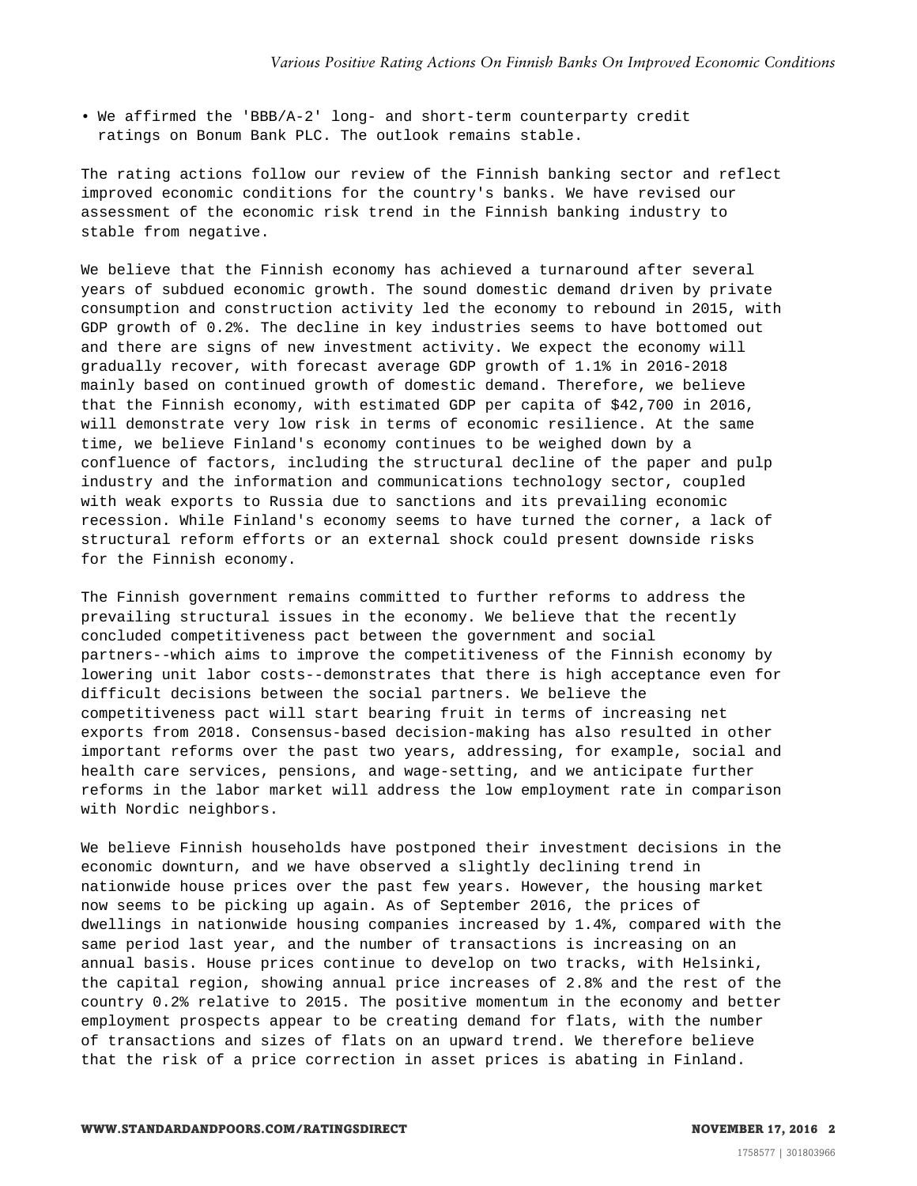- We affirmed the 'BBB/A-2' long- and short-term counterparty credit ratings on Bonum Bank PLC. The outlook remains stable.

The rating actions follow our review of the Finnish banking sector and reflect improved economic conditions for the country's banks. We have revised our assessment of the economic risk trend in the Finnish banking industry to stable from negative.

We believe that the Finnish economy has achieved a turnaround after several years of subdued economic growth. The sound domestic demand driven by private consumption and construction activity led the economy to rebound in 2015, with GDP growth of 0.2%. The decline in key industries seems to have bottomed out and there are signs of new investment activity. We expect the economy will gradually recover, with forecast average GDP growth of 1.1% in 2016-2018 mainly based on continued growth of domestic demand. Therefore, we believe that the Finnish economy, with estimated GDP per capita of $42,700 in 2016, will demonstrate very low risk in terms of economic resilience. At the same time, we believe Finland's economy continues to be weighed down by a confluence of factors, including the structural decline of the paper and pulp industry and the information and communications technology sector, coupled with weak exports to Russia due to sanctions and its prevailing economic recession. While Finland's economy seems to have turned the corner, a lack of structural reform efforts or an external shock could present downside risks for the Finnish economy.

The Finnish government remains committed to further reforms to address the prevailing structural issues in the economy. We believe that the recently concluded competitiveness pact between the government and social partners--which aims to improve the competitiveness of the Finnish economy by lowering unit labor costs--demonstrates that there is high acceptance even for difficult decisions between the social partners. We believe the competitiveness pact will start bearing fruit in terms of increasing net exports from 2018. Consensus-based decision-making has also resulted in other important reforms over the past two years, addressing, for example, social and health care services, pensions, and wage-setting, and we anticipate further reforms in the labor market will address the low employment rate in comparison with Nordic neighbors.

We believe Finnish households have postponed their investment decisions in the economic downturn, and we have observed a slightly declining trend in nationwide house prices over the past few years. However, the housing market now seems to be picking up again. As of September 2016, the prices of dwellings in nationwide housing companies increased by 1.4%, compared with the same period last year, and the number of transactions is increasing on an annual basis. House prices continue to develop on two tracks, with Helsinki, the capital region, showing annual price increases of 2.8% and the rest of the country 0.2% relative to 2015. The positive momentum in the economy and better employment prospects appear to be creating demand for flats, with the number of transactions and sizes of flats on an upward trend. We therefore believe that the risk of a price correction in asset prices is abating in Finland.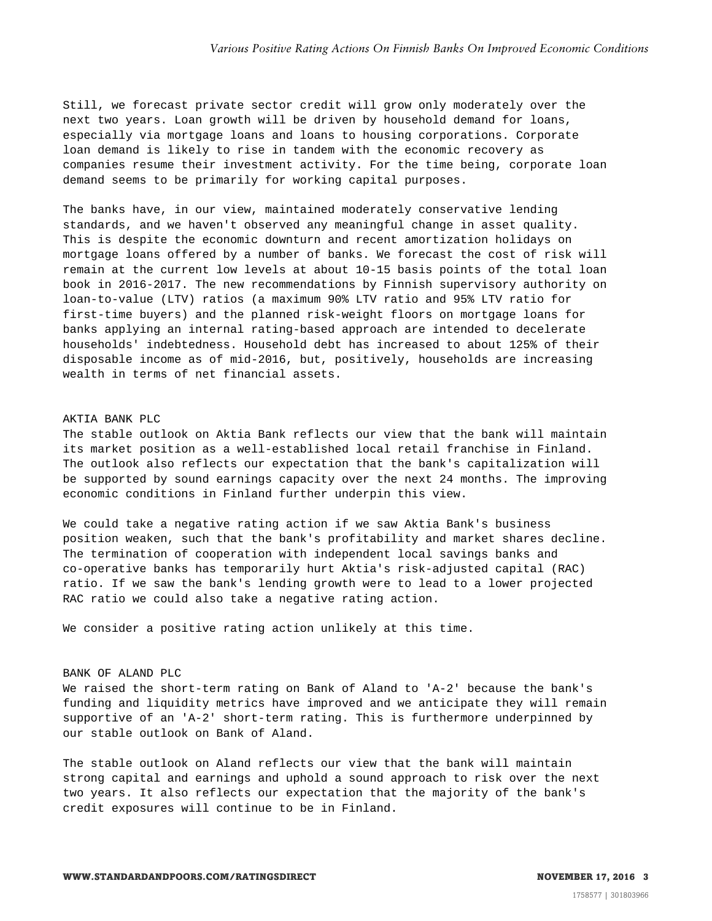Still, we forecast private sector credit will grow only moderately over the next two years. Loan growth will be driven by household demand for loans, especially via mortgage loans and loans to housing corporations. Corporate loan demand is likely to rise in tandem with the economic recovery as companies resume their investment activity. For the time being, corporate loan demand seems to be primarily for working capital purposes.

The banks have, in our view, maintained moderately conservative lending standards, and we haven't observed any meaningful change in asset quality. This is despite the economic downturn and recent amortization holidays on mortgage loans offered by a number of banks. We forecast the cost of risk will remain at the current low levels at about 10-15 basis points of the total loan book in 2016-2017. The new recommendations by Finnish supervisory authority on loan-to-value (LTV) ratios (a maximum 90% LTV ratio and 95% LTV ratio for first-time buyers) and the planned risk-weight floors on mortgage loans for banks applying an internal rating-based approach are intended to decelerate households' indebtedness. Household debt has increased to about 125% of their disposable income as of mid-2016, but, positively, households are increasing wealth in terms of net financial assets.

## AKTIA BANK PLC

The stable outlook on Aktia Bank reflects our view that the bank will maintain its market position as a well-established local retail franchise in Finland. The outlook also reflects our expectation that the bank's capitalization will be supported by sound earnings capacity over the next 24 months. The improving economic conditions in Finland further underpin this view.

We could take a negative rating action if we saw Aktia Bank's business position weaken, such that the bank's profitability and market shares decline. The termination of cooperation with independent local savings banks and co-operative banks has temporarily hurt Aktia's risk-adjusted capital (RAC) ratio. If we saw the bank's lending growth were to lead to a lower projected RAC ratio we could also take a negative rating action.

We consider a positive rating action unlikely at this time.

## BANK OF ALAND PLC

We raised the short-term rating on Bank of Aland to 'A-2' because the bank's funding and liquidity metrics have improved and we anticipate they will remain supportive of an 'A-2' short-term rating. This is furthermore underpinned by our stable outlook on Bank of Aland.

The stable outlook on Aland reflects our view that the bank will maintain strong capital and earnings and uphold a sound approach to risk over the next two years. It also reflects our expectation that the majority of the bank's credit exposures will continue to be in Finland.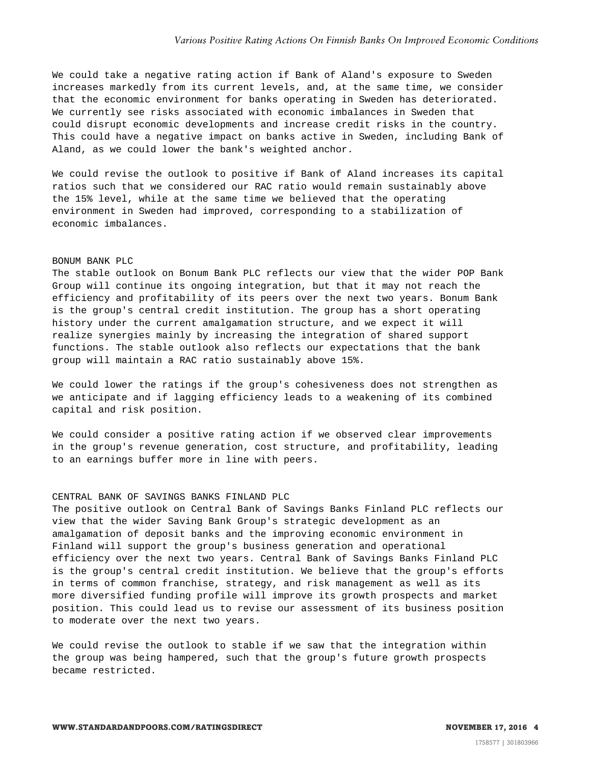We could take a negative rating action if Bank of Aland's exposure to Sweden increases markedly from its current levels, and, at the same time, we consider that the economic environment for banks operating in Sweden has deteriorated. We currently see risks associated with economic imbalances in Sweden that could disrupt economic developments and increase credit risks in the country. This could have a negative impact on banks active in Sweden, including Bank of Aland, as we could lower the bank's weighted anchor.

We could revise the outlook to positive if Bank of Aland increases its capital ratios such that we considered our RAC ratio would remain sustainably above the 15% level, while at the same time we believed that the operating environment in Sweden had improved, corresponding to a stabilization of economic imbalances.

### BONUM BANK PLC

The stable outlook on Bonum Bank PLC reflects our view that the wider POP Bank Group will continue its ongoing integration, but that it may not reach the efficiency and profitability of its peers over the next two years. Bonum Bank is the group's central credit institution. The group has a short operating history under the current amalgamation structure, and we expect it will realize synergies mainly by increasing the integration of shared support functions. The stable outlook also reflects our expectations that the bank group will maintain a RAC ratio sustainably above 15%.

We could lower the ratings if the group's cohesiveness does not strengthen as we anticipate and if lagging efficiency leads to a weakening of its combined capital and risk position.

We could consider a positive rating action if we observed clear improvements in the group's revenue generation, cost structure, and profitability, leading to an earnings buffer more in line with peers.

### CENTRAL BANK OF SAVINGS BANKS FINLAND PLC

The positive outlook on Central Bank of Savings Banks Finland PLC reflects our view that the wider Saving Bank Group's strategic development as an amalgamation of deposit banks and the improving economic environment in Finland will support the group's business generation and operational efficiency over the next two years. Central Bank of Savings Banks Finland PLC is the group's central credit institution. We believe that the group's efforts in terms of common franchise, strategy, and risk management as well as its more diversified funding profile will improve its growth prospects and market position. This could lead us to revise our assessment of its business position to moderate over the next two years.

We could revise the outlook to stable if we saw that the integration within the group was being hampered, such that the group's future growth prospects became restricted.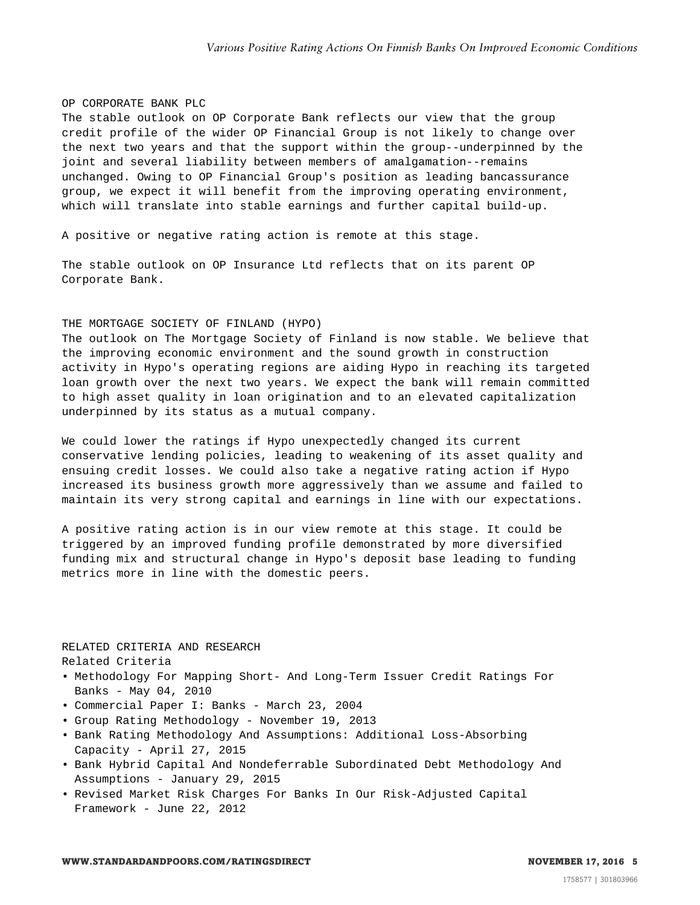### OP CORPORATE BANK PLC

The stable outlook on OP Corporate Bank reflects our view that the group credit profile of the wider OP Financial Group is not likely to change over the next two years and that the support within the group--underpinned by the joint and several liability between members of amalgamation--remains unchanged. Owing to OP Financial Group's position as leading bancassurance group, we expect it will benefit from the improving operating environment, which will translate into stable earnings and further capital build-up.

A positive or negative rating action is remote at this stage.

The stable outlook on OP Insurance Ltd reflects that on its parent OP Corporate Bank.

### THE MORTGAGE SOCIETY OF FINLAND (HYPO)

The outlook on The Mortgage Society of Finland is now stable. We believe that the improving economic environment and the sound growth in construction activity in Hypo's operating regions are aiding Hypo in reaching its targeted loan growth over the next two years. We expect the bank will remain committed to high asset quality in loan origination and to an elevated capitalization underpinned by its status as a mutual company.

We could lower the ratings if Hypo unexpectedly changed its current conservative lending policies, leading to weakening of its asset quality and ensuing credit losses. We could also take a negative rating action if Hypo increased its business growth more aggressively than we assume and failed to maintain its very strong capital and earnings in line with our expectations.

A positive rating action is in our view remote at this stage. It could be triggered by an improved funding profile demonstrated by more diversified funding mix and structural change in Hypo's deposit base leading to funding metrics more in line with the domestic peers.

## RELATED CRITERIA AND RESEARCH

Related Criteria

- Methodology For Mapping Short- And Long-Term Issuer Credit Ratings For Banks - May 04, 2010
- Commercial Paper I: Banks - March 23, 2004
- Group Rating Methodology - November 19, 2013
- Bank Rating Methodology And Assumptions: Additional Loss-Absorbing Capacity - April 27, 2015
- Bank Hybrid Capital And Nondeferrable Subordinated Debt Methodology And Assumptions - January 29, 2015
- Revised Market Risk Charges For Banks In Our Risk-Adjusted Capital Framework - June 22, 2012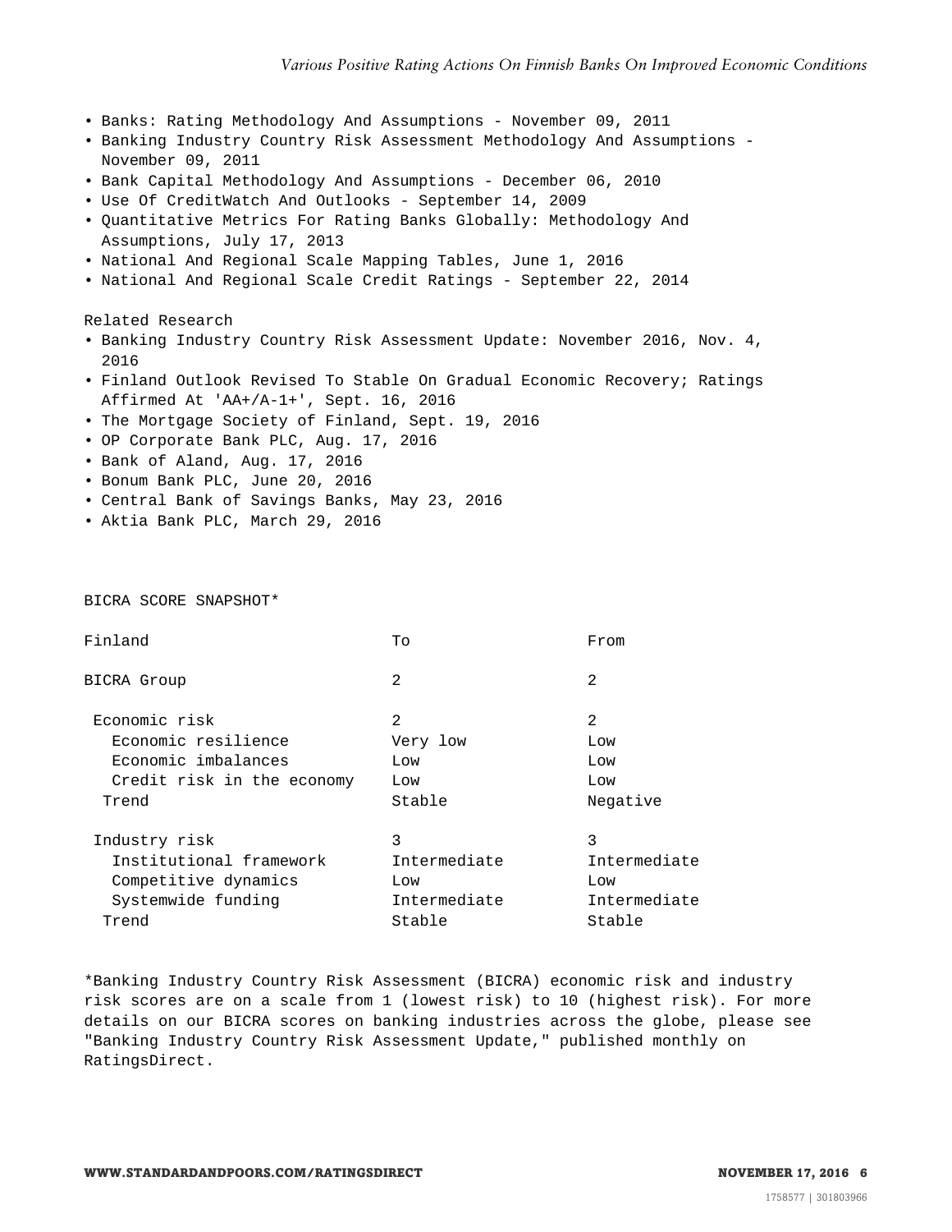- Banks: Rating Methodology And Assumptions - November 09, 2011
- Banking Industry Country Risk Assessment Methodology And Assumptions - November 09, 2011
- Bank Capital Methodology And Assumptions - December 06, 2010
- Use Of CreditWatch And Outlooks - September 14, 2009
- Quantitative Metrics For Rating Banks Globally: Methodology And Assumptions, July 17, 2013
- National And Regional Scale Mapping Tables, June 1, 2016
- National And Regional Scale Credit Ratings - September 22, 2014

Related Research

- Banking Industry Country Risk Assessment Update: November 2016, Nov. 4, 2016
- Finland Outlook Revised To Stable On Gradual Economic Recovery; Ratings Affirmed At 'AA+/A-1+', Sept. 16, 2016
- The Mortgage Society of Finland, Sept. 19, 2016
- OP Corporate Bank PLC, Aug. 17, 2016
- Bank of Aland, Aug. 17, 2016
- Bonum Bank PLC, June 20, 2016
- Central Bank of Savings Banks, May 23, 2016
- Aktia Bank PLC, March 29, 2016

BICRA SCORE SNAPSHOT*

| Finland | To | From |
|---|---|---|
| BICRA Group | 2 | 2 |
| Economic risk | 2 | 2 |
| Economic resilience | Very low | Low |
| Economic imbalances | Low | Low |
| Credit risk in the economy | Low | Low |
| Trend | Stable | Negative |
| Industry risk | 3 | 3 |
| Institutional framework | Intermediate | Intermediate |
| Competitive dynamics | Low | Low |
| Systemwide funding | Intermediate | Intermediate |
| Trend | Stable | Stable |

*Banking Industry Country Risk Assessment (BICRA) economic risk and industry risk scores are on a scale from 1 (lowest risk) to 10 (highest risk). For more details on our BICRA scores on banking industries across the globe, please see "Banking Industry Country Risk Assessment Update," published monthly on RatingsDirect.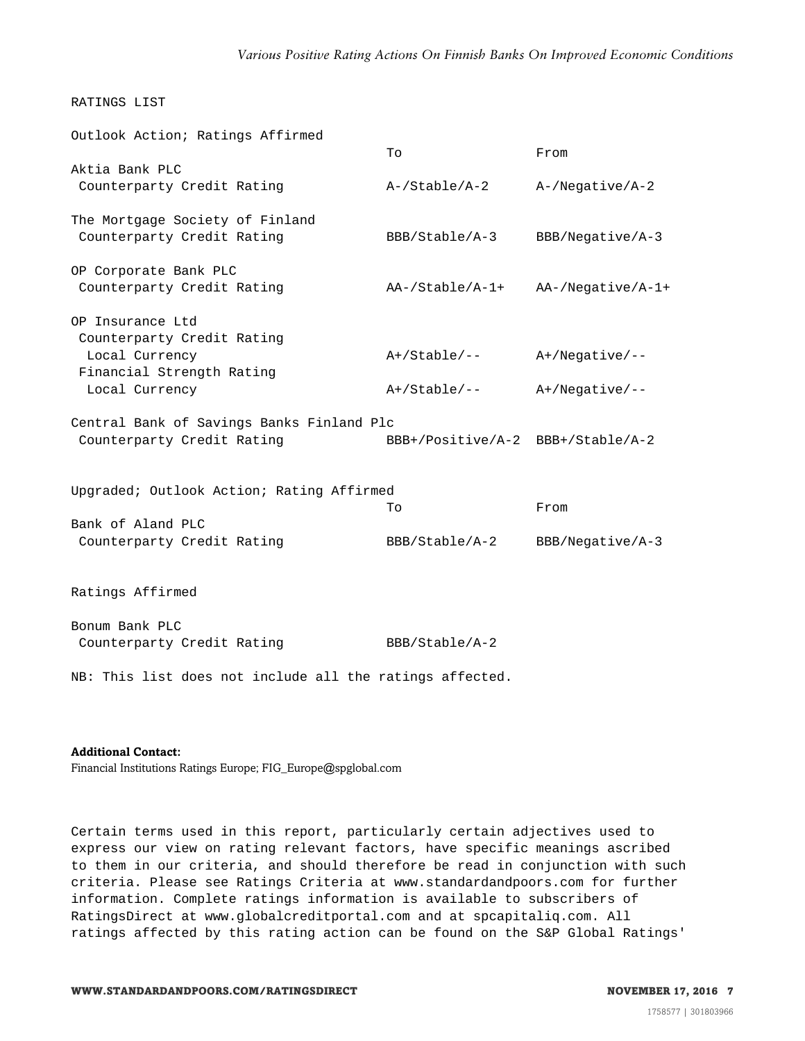RATINGS LIST

Outlook Action; Ratings Affirmed

| | To | From |
|---|---|---|
| Aktia Bank PLC | | |
| Counterparty Credit Rating | A-/Stable/A-2 | A-/Negative/A-2 |
| The Mortgage Society of Finland | | |
| Counterparty Credit Rating | BBB/Stable/A-3 | BBB/Negative/A-3 |
| OP Corporate Bank PLC | | |
| Counterparty Credit Rating | AA-/Stable/A-1+ | AA-/Negative/A-1+ |
| OP Insurance Ltd | | |
| Counterparty Credit Rating | | |
| Local Currency | A+/Stable/-- | A+/Negative/-- |
| Financial Strength Rating | | |
| Local Currency | A+/Stable/-- | A+/Negative/-- |
| Central Bank of Savings Banks Finland Plc | | |
| Counterparty Credit Rating | BBB+/Positive/A-2 | BBB+/Stable/A-2 |

Upgraded; Outlook Action; Rating Affirmed

| | To | From |
|---|---|---|
| Bank of Aland PLC | | |
| Counterparty Credit Rating | BBB/Stable/A-2 | BBB/Negative/A-3 |

Ratings Affirmed

| | |
|---|---|
| Bonum Bank PLC | |
| Counterparty Credit Rating | BBB/Stable/A-2 |

NB: This list does not include all the ratings affected.

**Additional Contact:**
Financial Institutions Ratings Europe; FIG_Europe@spglobal.com

Certain terms used in this report, particularly certain adjectives used to express our view on rating relevant factors, have specific meanings ascribed to them in our criteria, and should therefore be read in conjunction with such criteria. Please see Ratings Criteria at www.standardandpoors.com for further information. Complete ratings information is available to subscribers of RatingsDirect at www.globalcreditportal.com and at spcapitaliq.com. All ratings affected by this rating action can be found on the S&P Global Ratings'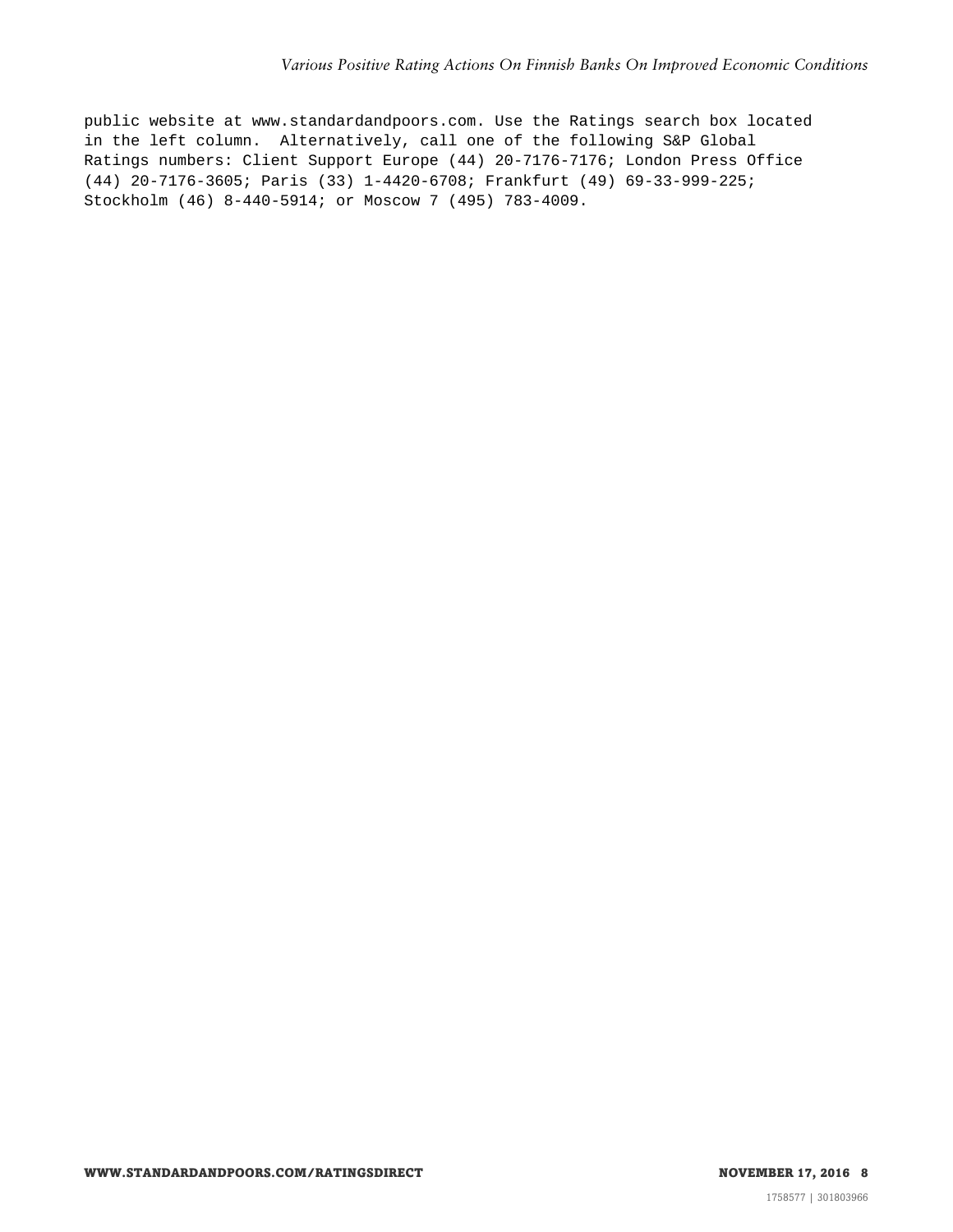public website at www.standardandpoors.com. Use the Ratings search box located in the left column. Alternatively, call one of the following S&P Global Ratings numbers: Client Support Europe (44) 20-7176-7176; London Press Office (44) 20-7176-3605; Paris (33) 1-4420-6708; Frankfurt (49) 69-33-999-225; Stockholm (46) 8-440-5914; or Moscow 7 (495) 783-4009.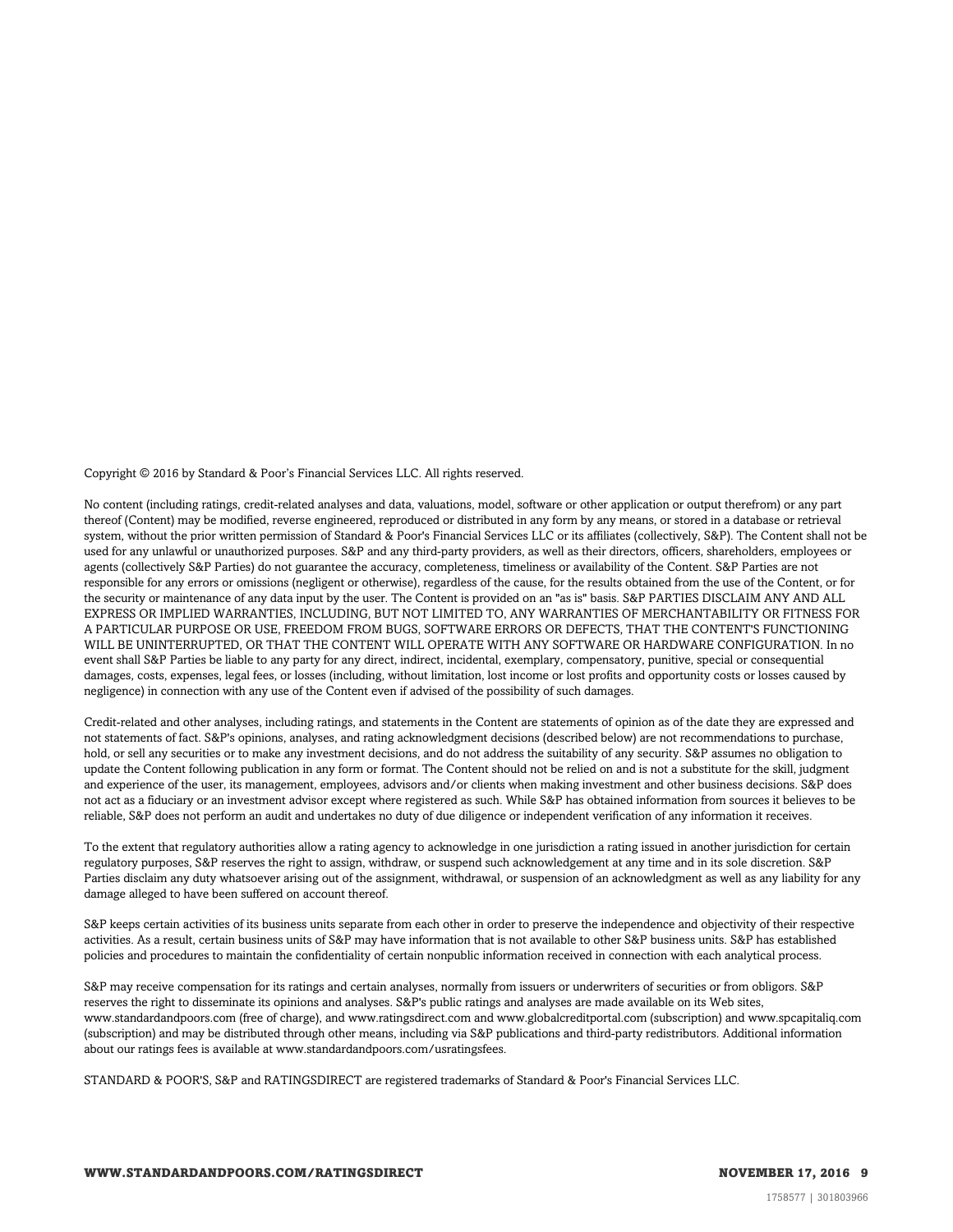Copyright © 2016 by Standard & Poor's Financial Services LLC. All rights reserved.

No content (including ratings, credit-related analyses and data, valuations, model, software or other application or output therefrom) or any part thereof (Content) may be modified, reverse engineered, reproduced or distributed in any form by any means, or stored in a database or retrieval system, without the prior written permission of Standard & Poor's Financial Services LLC or its affiliates (collectively, S&P). The Content shall not be used for any unlawful or unauthorized purposes. S&P and any third-party providers, as well as their directors, officers, shareholders, employees or agents (collectively S&P Parties) do not guarantee the accuracy, completeness, timeliness or availability of the Content. S&P Parties are not responsible for any errors or omissions (negligent or otherwise), regardless of the cause, for the results obtained from the use of the Content, or for the security or maintenance of any data input by the user. The Content is provided on an "as is" basis. S&P PARTIES DISCLAIM ANY AND ALL EXPRESS OR IMPLIED WARRANTIES, INCLUDING, BUT NOT LIMITED TO, ANY WARRANTIES OF MERCHANTABILITY OR FITNESS FOR A PARTICULAR PURPOSE OR USE, FREEDOM FROM BUGS, SOFTWARE ERRORS OR DEFECTS, THAT THE CONTENT'S FUNCTIONING WILL BE UNINTERRUPTED, OR THAT THE CONTENT WILL OPERATE WITH ANY SOFTWARE OR HARDWARE CONFIGURATION. In no event shall S&P Parties be liable to any party for any direct, indirect, incidental, exemplary, compensatory, punitive, special or consequential damages, costs, expenses, legal fees, or losses (including, without limitation, lost income or lost profits and opportunity costs or losses caused by negligence) in connection with any use of the Content even if advised of the possibility of such damages.

Credit-related and other analyses, including ratings, and statements in the Content are statements of opinion as of the date they are expressed and not statements of fact. S&P's opinions, analyses, and rating acknowledgment decisions (described below) are not recommendations to purchase, hold, or sell any securities or to make any investment decisions, and do not address the suitability of any security. S&P assumes no obligation to update the Content following publication in any form or format. The Content should not be relied on and is not a substitute for the skill, judgment and experience of the user, its management, employees, advisors and/or clients when making investment and other business decisions. S&P does not act as a fiduciary or an investment advisor except where registered as such. While S&P has obtained information from sources it believes to be reliable, S&P does not perform an audit and undertakes no duty of due diligence or independent verification of any information it receives.

To the extent that regulatory authorities allow a rating agency to acknowledge in one jurisdiction a rating issued in another jurisdiction for certain regulatory purposes, S&P reserves the right to assign, withdraw, or suspend such acknowledgement at any time and in its sole discretion. S&P Parties disclaim any duty whatsoever arising out of the assignment, withdrawal, or suspension of an acknowledgment as well as any liability for any damage alleged to have been suffered on account thereof.

S&P keeps certain activities of its business units separate from each other in order to preserve the independence and objectivity of their respective activities. As a result, certain business units of S&P may have information that is not available to other S&P business units. S&P has established policies and procedures to maintain the confidentiality of certain nonpublic information received in connection with each analytical process.

S&P may receive compensation for its ratings and certain analyses, normally from issuers or underwriters of securities or from obligors. S&P reserves the right to disseminate its opinions and analyses. S&P's public ratings and analyses are made available on its Web sites, www.standardandpoors.com (free of charge), and www.ratingsdirect.com and www.globalcreditportal.com (subscription) and www.spcapitaliq.com (subscription) and may be distributed through other means, including via S&P publications and third-party redistributors. Additional information about our ratings fees is available at www.standardandpoors.com/usratingsfees.

STANDARD & POOR'S, S&P and RATINGSDIRECT are registered trademarks of Standard & Poor's Financial Services LLC.